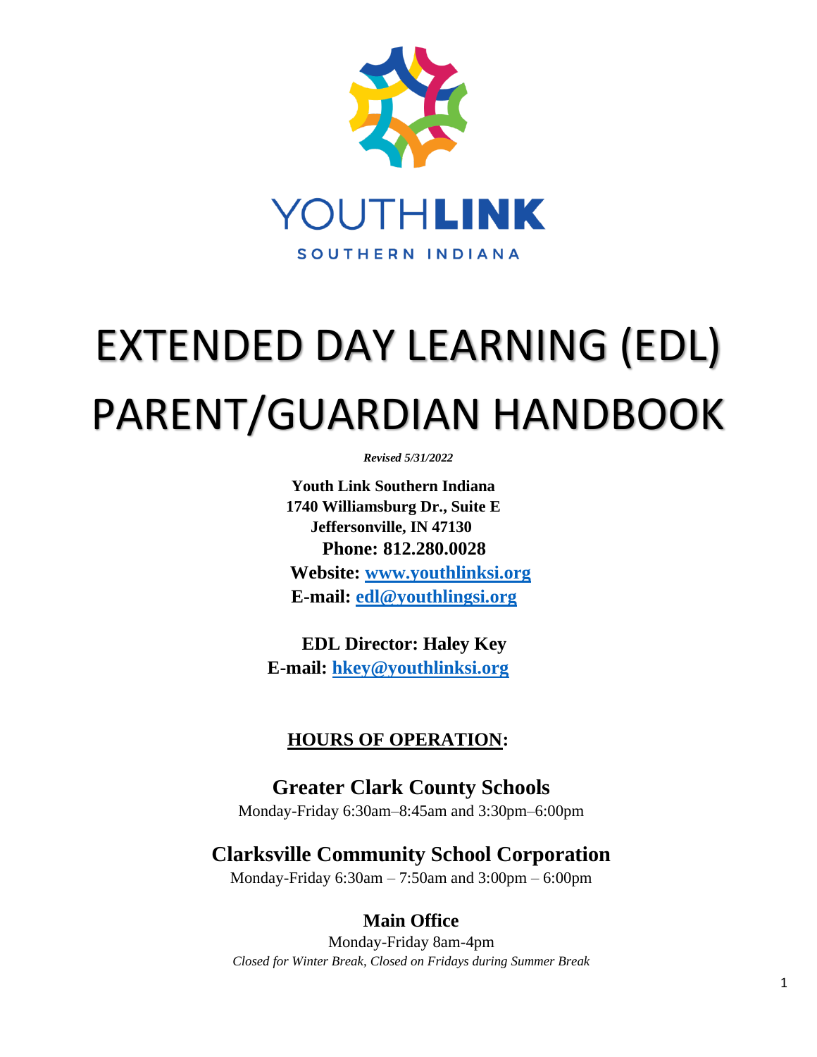YOUTHLINK

SOUTHERN INDIANA

# EXTENDED DAY LEARNING (EDL) PARENT/GUARDIAN HANDBOOK

*Revised 5/31/2022*

**Youth Link Southern Indiana**
**1740 Williamsburg Dr., Suite E**
**Jeffersonville, IN 47130**
**Phone: 812.280.0028**
**Website: [www.youthlinksi.org](www.youthlinksi.org)**
**E-mail: [edl@youthlingsi.org](mailto:edl@youthlingsi.org)**

**EDL Director: Haley Key**
**E-mail: [hkey@youthlinksi.org](mailto:hkey@youthlinksi.org)**

## HOURS OF OPERATION:

### Greater Clark County Schools

Monday-Friday 6:30am–8:45am and 3:30pm–6:00pm

### Clarksville Community School Corporation

Monday-Friday 6:30am – 7:50am and 3:00pm – 6:00pm

### Main Office

Monday-Friday 8am-4pm

*Closed for Winter Break, Closed on Fridays during Summer Break*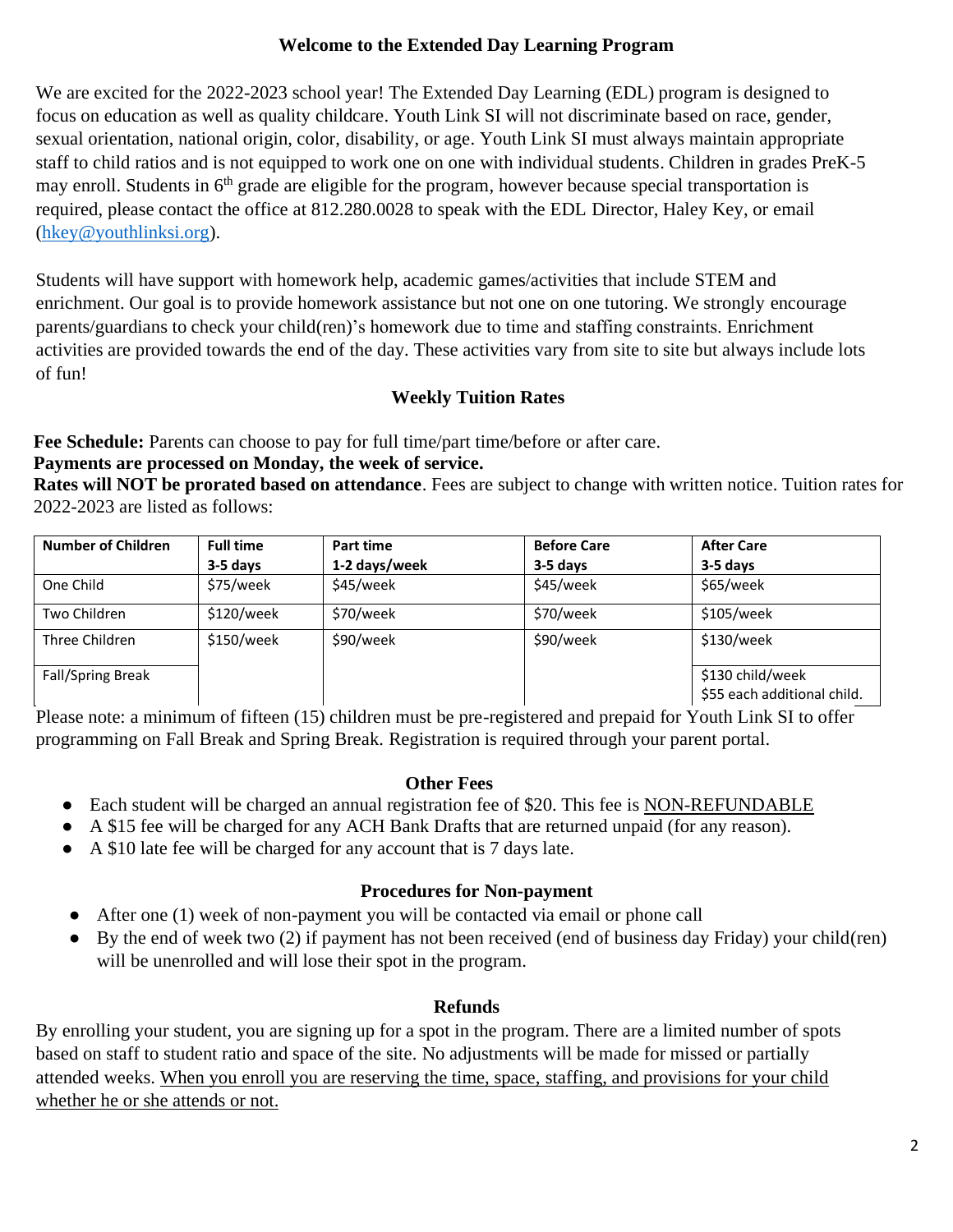## Welcome to the Extended Day Learning Program

We are excited for the 2022-2023 school year! The Extended Day Learning (EDL) program is designed to focus on education as well as quality childcare. Youth Link SI will not discriminate based on race, gender, sexual orientation, national origin, color, disability, or age. Youth Link SI must always maintain appropriate staff to child ratios and is not equipped to work one on one with individual students. Children in grades PreK-5 may enroll. Students in 6th grade are eligible for the program, however because special transportation is required, please contact the office at 812.280.0028 to speak with the EDL Director, Haley Key, or email (hkey@youthlinksi.org).

Students will have support with homework help, academic games/activities that include STEM and enrichment. Our goal is to provide homework assistance but not one on one tutoring. We strongly encourage parents/guardians to check your child(ren)'s homework due to time and staffing constraints. Enrichment activities are provided towards the end of the day. These activities vary from site to site but always include lots of fun!

## Weekly Tuition Rates

**Fee Schedule:** Parents can choose to pay for full time/part time/before or after care.
**Payments are processed on Monday, the week of service.**
**Rates will NOT be prorated based on attendance**. Fees are subject to change with written notice. Tuition rates for 2022-2023 are listed as follows:

| Number of Children | Full time 3-5 days | Part time 1-2 days/week | Before Care 3-5 days | After Care 3-5 days |
|---|---|---|---|---|
| One Child | $75/week | $45/week | $45/week | $65/week |
| Two Children | $120/week | $70/week | $70/week | $105/week |
| Three Children | $150/week | $90/week | $90/week | $130/week |
| Fall/Spring Break | | | | $130 child/week $55 each additional child. |

Please note: a minimum of fifteen (15) children must be pre-registered and prepaid for Youth Link SI to offer programming on Fall Break and Spring Break. Registration is required through your parent portal.

## Other Fees

- Each student will be charged an annual registration fee of $20. This fee is NON-REFUNDABLE
- A $15 fee will be charged for any ACH Bank Drafts that are returned unpaid (for any reason).
- A $10 late fee will be charged for any account that is 7 days late.

## Procedures for Non-payment

- After one (1) week of non-payment you will be contacted via email or phone call
- By the end of week two (2) if payment has not been received (end of business day Friday) your child(ren) will be unenrolled and will lose their spot in the program.

## Refunds

By enrolling your student, you are signing up for a spot in the program. There are a limited number of spots based on staff to student ratio and space of the site. No adjustments will be made for missed or partially attended weeks. When you enroll you are reserving the time, space, staffing, and provisions for your child whether he or she attends or not.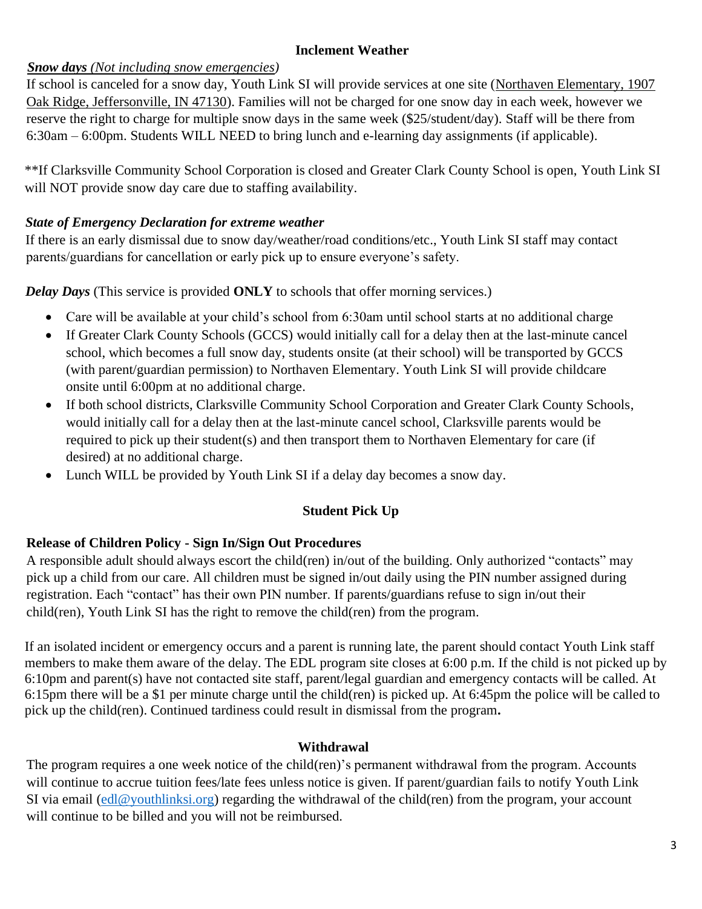## Inclement Weather

***Snow days*** *(Not including snow emergencies)*

If school is canceled for a snow day, Youth Link SI will provide services at one site (Northaven Elementary, 1907 Oak Ridge, Jeffersonville, IN 47130). Families will not be charged for one snow day in each week, however we reserve the right to charge for multiple snow days in the same week ($25/student/day). Staff will be there from 6:30am – 6:00pm. Students WILL NEED to bring lunch and e-learning day assignments (if applicable).

**If Clarksville Community School Corporation is closed and Greater Clark County School is open, Youth Link SI will NOT provide snow day care due to staffing availability.

***State of Emergency Declaration for extreme weather***

If there is an early dismissal due to snow day/weather/road conditions/etc., Youth Link SI staff may contact parents/guardians for cancellation or early pick up to ensure everyone's safety.

***Delay Days*** (This service is provided **ONLY** to schools that offer morning services.)

- Care will be available at your child's school from 6:30am until school starts at no additional charge
- If Greater Clark County Schools (GCCS) would initially call for a delay then at the last-minute cancel school, which becomes a full snow day, students onsite (at their school) will be transported by GCCS (with parent/guardian permission) to Northaven Elementary. Youth Link SI will provide childcare onsite until 6:00pm at no additional charge.
- If both school districts, Clarksville Community School Corporation and Greater Clark County Schools, would initially call for a delay then at the last-minute cancel school, Clarksville parents would be required to pick up their student(s) and then transport them to Northaven Elementary for care (if desired) at no additional charge.
- Lunch WILL be provided by Youth Link SI if a delay day becomes a snow day.

## Student Pick Up

### Release of Children Policy - Sign In/Sign Out Procedures

A responsible adult should always escort the child(ren) in/out of the building. Only authorized "contacts" may pick up a child from our care. All children must be signed in/out daily using the PIN number assigned during registration. Each "contact" has their own PIN number. If parents/guardians refuse to sign in/out their child(ren), Youth Link SI has the right to remove the child(ren) from the program.

If an isolated incident or emergency occurs and a parent is running late, the parent should contact Youth Link staff members to make them aware of the delay. The EDL program site closes at 6:00 p.m. If the child is not picked up by 6:10pm and parent(s) have not contacted site staff, parent/legal guardian and emergency contacts will be called. At 6:15pm there will be a $1 per minute charge until the child(ren) is picked up. At 6:45pm the police will be called to pick up the child(ren). Continued tardiness could result in dismissal from the program**.**

## Withdrawal

The program requires a one week notice of the child(ren)'s permanent withdrawal from the program. Accounts will continue to accrue tuition fees/late fees unless notice is given. If parent/guardian fails to notify Youth Link SI via email (edl@youthlinksi.org) regarding the withdrawal of the child(ren) from the program, your account will continue to be billed and you will not be reimbursed.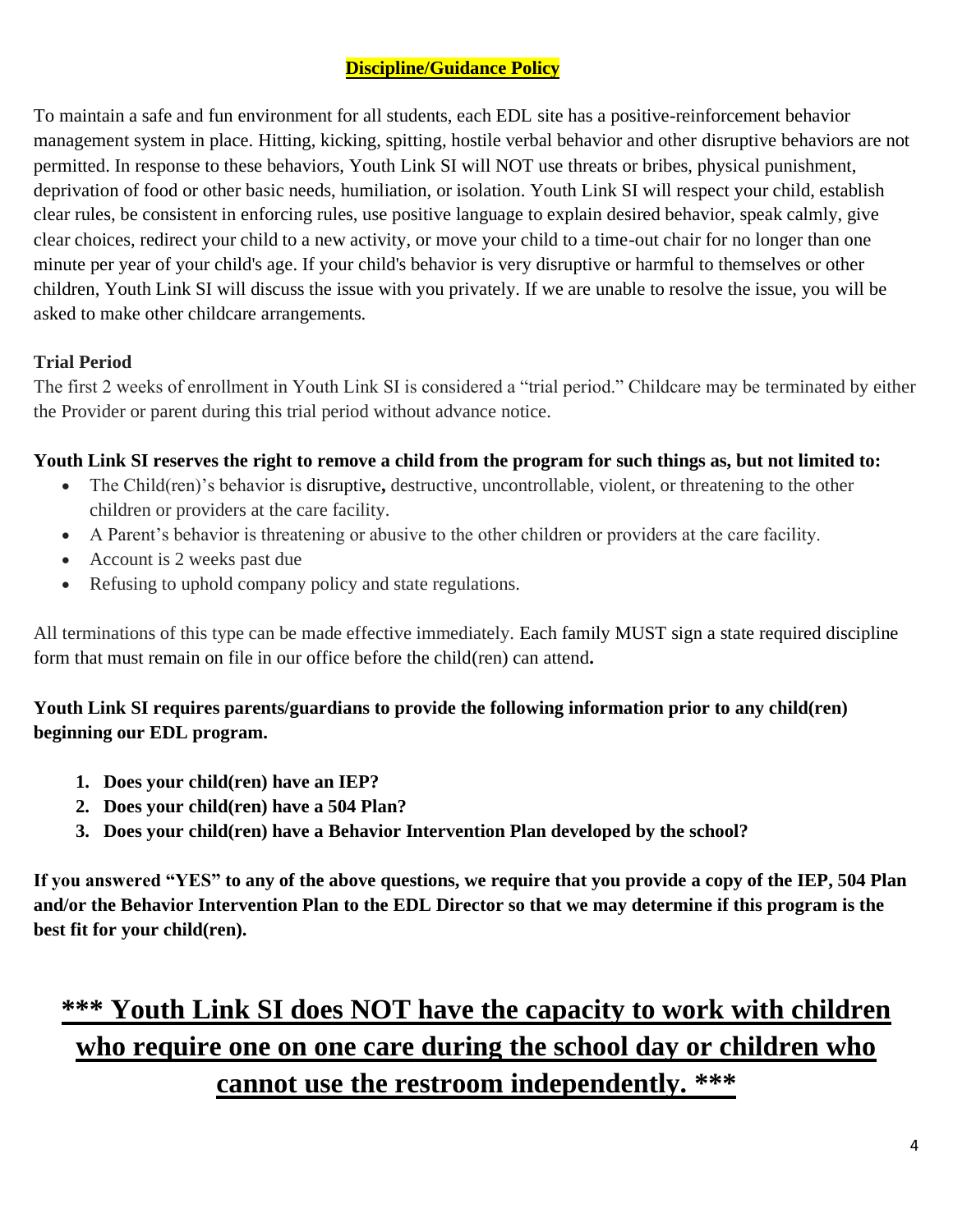## Discipline/Guidance Policy

To maintain a safe and fun environment for all students, each EDL site has a positive-reinforcement behavior management system in place. Hitting, kicking, spitting, hostile verbal behavior and other disruptive behaviors are not permitted. In response to these behaviors, Youth Link SI will NOT use threats or bribes, physical punishment, deprivation of food or other basic needs, humiliation, or isolation. Youth Link SI will respect your child, establish clear rules, be consistent in enforcing rules, use positive language to explain desired behavior, speak calmly, give clear choices, redirect your child to a new activity, or move your child to a time-out chair for no longer than one minute per year of your child's age. If your child's behavior is very disruptive or harmful to themselves or other children, Youth Link SI will discuss the issue with you privately. If we are unable to resolve the issue, you will be asked to make other childcare arrangements.

**Trial Period**

The first 2 weeks of enrollment in Youth Link SI is considered a "trial period." Childcare may be terminated by either the Provider or parent during this trial period without advance notice.

**Youth Link SI reserves the right to remove a child from the program for such things as, but not limited to:**

- The Child(ren)'s behavior is disruptive**,** destructive, uncontrollable, violent, or threatening to the other children or providers at the care facility.
- A Parent's behavior is threatening or abusive to the other children or providers at the care facility.
- Account is 2 weeks past due
- Refusing to uphold company policy and state regulations.

All terminations of this type can be made effective immediately. Each family MUST sign a state required discipline form that must remain on file in our office before the child(ren) can attend**.**

**Youth Link SI requires parents/guardians to provide the following information prior to any child(ren) beginning our EDL program.**

1. **Does your child(ren) have an IEP?**
2. **Does your child(ren) have a 504 Plan?**
3. **Does your child(ren) have a Behavior Intervention Plan developed by the school?**

**If you answered "YES" to any of the above questions, we require that you provide a copy of the IEP, 504 Plan and/or the Behavior Intervention Plan to the EDL Director so that we may determine if this program is the best fit for your child(ren).**

## <u>*** Youth Link SI does NOT have the capacity to work with children who require one on one care during the school day or children who cannot use the restroom independently. ***</u>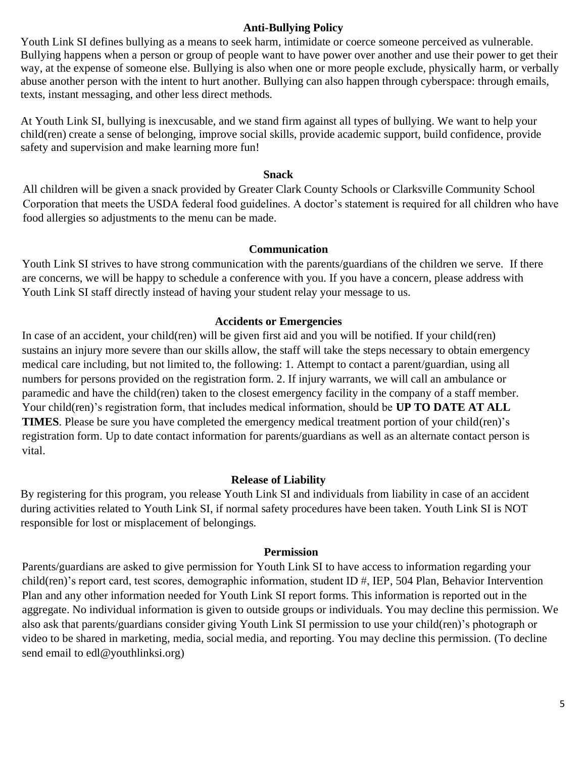## Anti-Bullying Policy

Youth Link SI defines bullying as a means to seek harm, intimidate or coerce someone perceived as vulnerable. Bullying happens when a person or group of people want to have power over another and use their power to get their way, at the expense of someone else. Bullying is also when one or more people exclude, physically harm, or verbally abuse another person with the intent to hurt another. Bullying can also happen through cyberspace: through emails, texts, instant messaging, and other less direct methods.

At Youth Link SI, bullying is inexcusable, and we stand firm against all types of bullying. We want to help your child(ren) create a sense of belonging, improve social skills, provide academic support, build confidence, provide safety and supervision and make learning more fun!

## Snack

All children will be given a snack provided by Greater Clark County Schools or Clarksville Community School Corporation that meets the USDA federal food guidelines. A doctor's statement is required for all children who have food allergies so adjustments to the menu can be made.

## Communication

Youth Link SI strives to have strong communication with the parents/guardians of the children we serve. If there are concerns, we will be happy to schedule a conference with you. If you have a concern, please address with Youth Link SI staff directly instead of having your student relay your message to us.

## Accidents or Emergencies

In case of an accident, your child(ren) will be given first aid and you will be notified. If your child(ren) sustains an injury more severe than our skills allow, the staff will take the steps necessary to obtain emergency medical care including, but not limited to, the following: 1. Attempt to contact a parent/guardian, using all numbers for persons provided on the registration form. 2. If injury warrants, we will call an ambulance or paramedic and have the child(ren) taken to the closest emergency facility in the company of a staff member. Your child(ren)'s registration form, that includes medical information, should be **UP TO DATE AT ALL TIMES**. Please be sure you have completed the emergency medical treatment portion of your child(ren)'s registration form. Up to date contact information for parents/guardians as well as an alternate contact person is vital.

## Release of Liability

By registering for this program, you release Youth Link SI and individuals from liability in case of an accident during activities related to Youth Link SI, if normal safety procedures have been taken. Youth Link SI is NOT responsible for lost or misplacement of belongings.

## Permission

Parents/guardians are asked to give permission for Youth Link SI to have access to information regarding your child(ren)'s report card, test scores, demographic information, student ID #, IEP, 504 Plan, Behavior Intervention Plan and any other information needed for Youth Link SI report forms. This information is reported out in the aggregate. No individual information is given to outside groups or individuals. You may decline this permission. We also ask that parents/guardians consider giving Youth Link SI permission to use your child(ren)'s photograph or video to be shared in marketing, media, social media, and reporting. You may decline this permission. (To decline send email to edl@youthlinksi.org)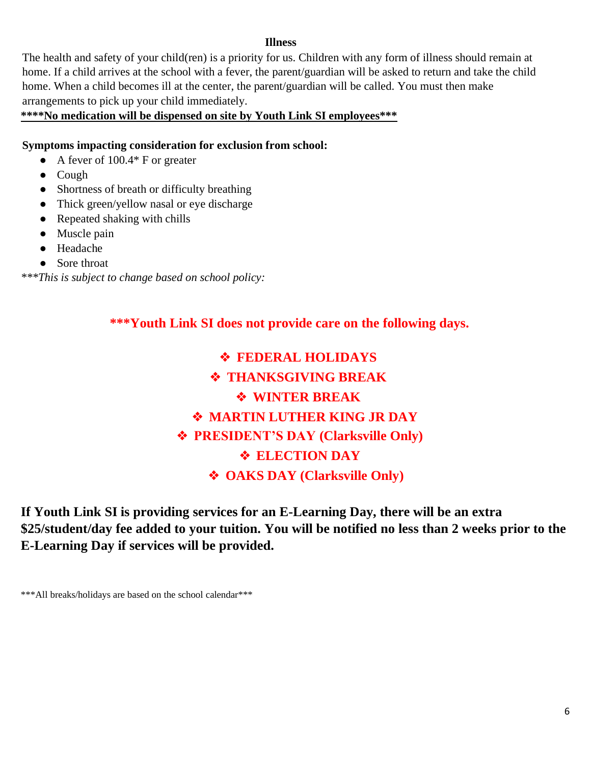## Illness

The health and safety of your child(ren) is a priority for us. Children with any form of illness should remain at home. If a child arrives at the school with a fever, the parent/guardian will be asked to return and take the child home. When a child becomes ill at the center, the parent/guardian will be called. You must then make arrangements to pick up your child immediately.

**\*\*\*\*No medication will be dispensed on site by Youth Link SI employees\*\*\***

**Symptoms impacting consideration for exclusion from school:**

- A fever of 100.4* F or greater
- Cough
- Shortness of breath or difficulty breathing
- Thick green/yellow nasal or eye discharge
- Repeated shaking with chills
- Muscle pain
- Headache
- Sore throat

*\*\*\*This is subject to change based on school policy:*

**\*\*\*Youth Link SI does not provide care on the following days.**

- **FEDERAL HOLIDAYS**
- **THANKSGIVING BREAK**
- **WINTER BREAK**
- **MARTIN LUTHER KING JR DAY**
- **PRESIDENT'S DAY (Clarksville Only)**
- **ELECTION DAY**
- **OAKS DAY (Clarksville Only)**

**If Youth Link SI is providing services for an E-Learning Day, there will be an extra $25/student/day fee added to your tuition. You will be notified no less than 2 weeks prior to the E-Learning Day if services will be provided.**

\*\*\*All breaks/holidays are based on the school calendar\*\*\*